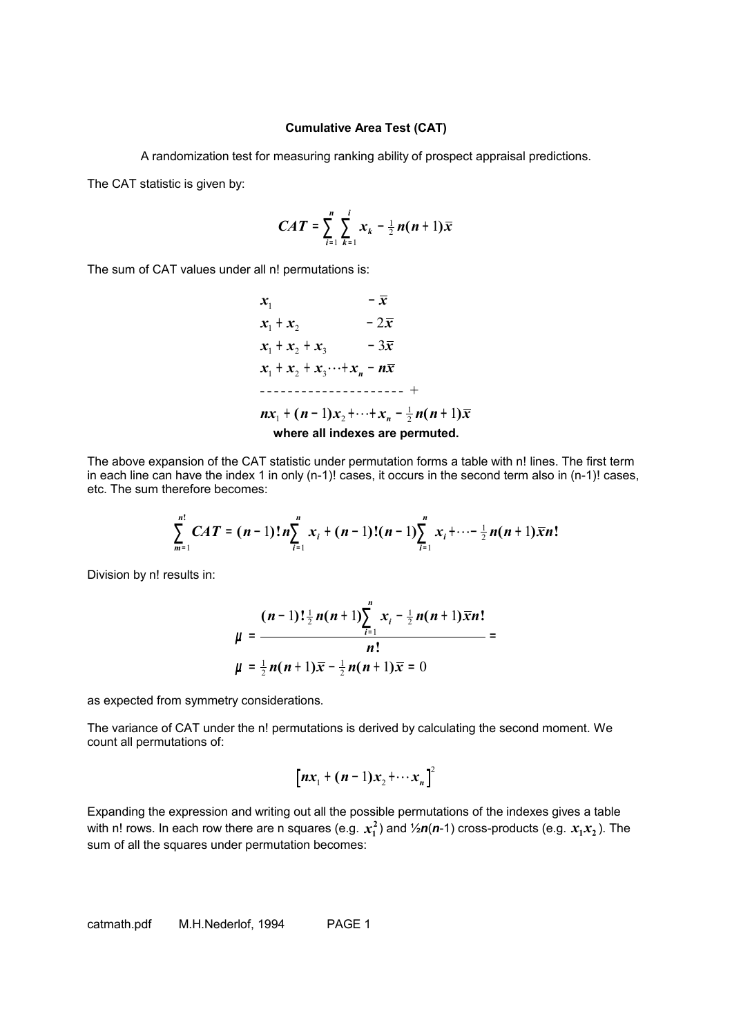**Cumulative Area Test (CAT)**

A randomization test for measuring ranking ability of prospect appraisal predictions.

The CAT statistic is given by:

$$CAT = \sum_{i=1}^{n} \sum_{k=1}^{i} x_k - \tfrac{1}{2} n(n+1)\bar{x}$$

The sum of CAT values under all n! permutations is:

$$\begin{array}{ll}
x_1 & -\bar{x} \\
x_1 + x_2 & -2\bar{x} \\
x_1 + x_2 + x_3 & -3\bar{x} \\
x_1 + x_2 + x_3 \cdots + x_n & -n\bar{x} \\
\hline
nx_1 + (n-1)x_2 + \cdots + x_n & -\tfrac{1}{2} n(n+1)\bar{x}
\end{array}$$

**where all indexes are permuted.**

The above expansion of the CAT statistic under permutation forms a table with n! lines. The first term in each line can have the index 1 in only (n-1)! cases, it occurs in the second term also in (n-1)! cases, etc. The sum therefore becomes:

$$\sum_{m=1}^{n!} CAT = (n-1)!\, n \sum_{i=1}^{n} x_i + (n-1)!(n-1) \sum_{i=1}^{n} x_i + \cdots - \tfrac{1}{2} n(n+1)\bar{x} n!$$

Division by n! results in:

$$\mu = \frac{(n-1)!\tfrac{1}{2} n(n+1) \sum_{i=1}^{n} x_i - \tfrac{1}{2} n(n+1)\bar{x} n!}{n!} =$$

$$\mu = \tfrac{1}{2} n(n+1)\bar{x} - \tfrac{1}{2} n(n+1)\bar{x} = 0$$

as expected from symmetry considerations.

The variance of CAT under the n! permutations is derived by calculating the second moment. We count all permutations of:

$$\left[ nx_1 + (n-1)x_2 + \cdots x_n \right]^2$$

Expanding the expression and writing out all the possible permutations of the indexes gives a table with n! rows. In each row there are n squares (e.g. $x_1^2$) and ½$n(n$-1) cross-products (e.g. $x_1 x_2$). The sum of all the squares under permutation becomes: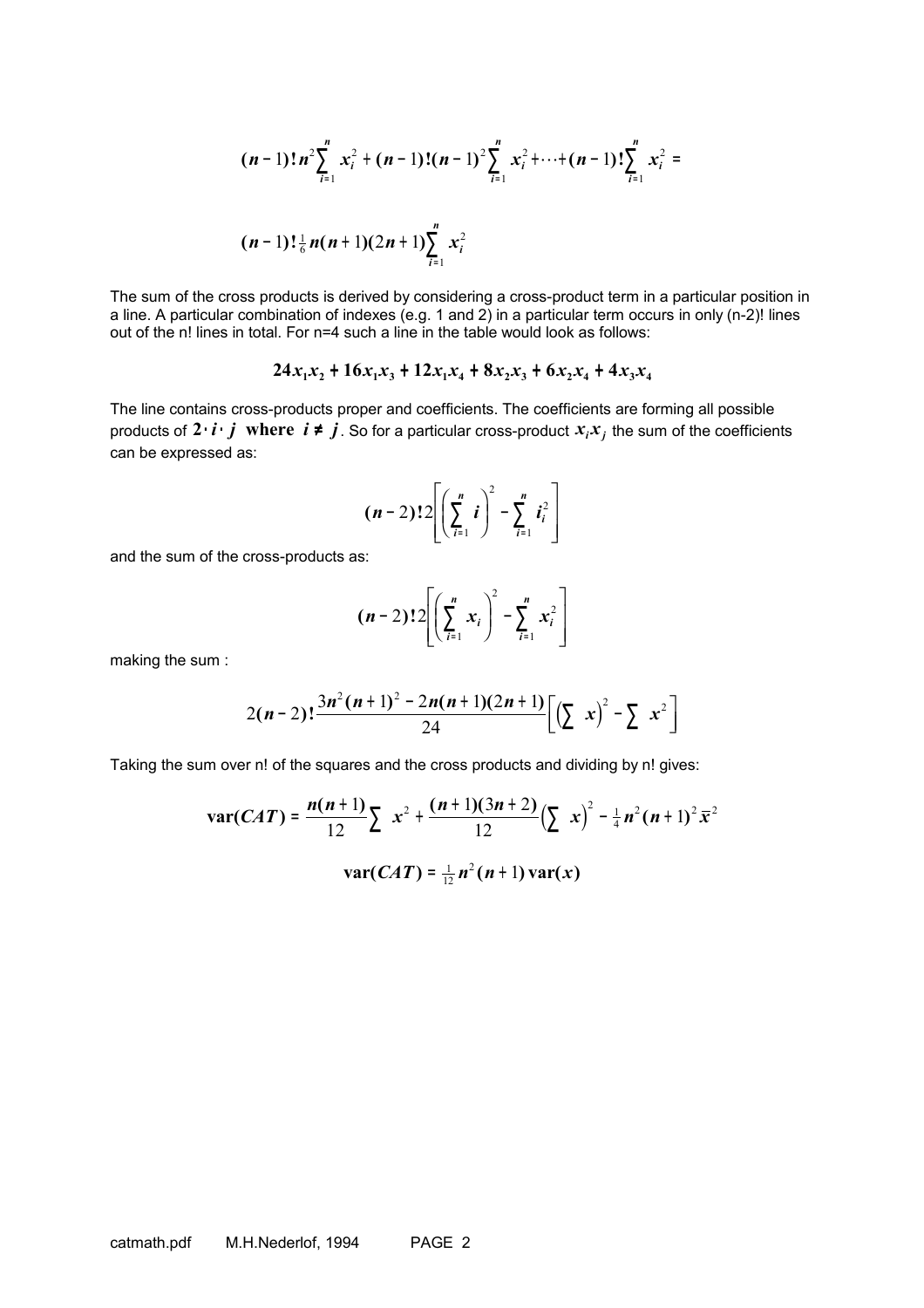$$(n-1)!\,n^2\sum_{i=1}^{n} x_i^2 + (n-1)!(n-1)^2\sum_{i=1}^{n} x_i^2 + \cdots + (n-1)!\sum_{i=1}^{n} x_i^2 =$$

$$(n-1)!\,\tfrac{1}{6}n(n+1)(2n+1)\sum_{i=1}^{n} x_i^2$$

The sum of the cross products is derived by considering a cross-product term in a particular position in a line. A particular combination of indexes (e.g. 1 and 2) in a particular term occurs in only (n-2)! lines out of the n! lines in total. For n=4 such a line in the table would look as follows:

$$24x_1x_2 + 16x_1x_3 + 12x_1x_4 + 8x_2x_3 + 6x_2x_4 + 4x_3x_4$$

The line contains cross-products proper and coefficients. The coefficients are forming all possible products of $2 \cdot i \cdot j$ **where** $i \neq j$. So for a particular cross-product $x_i x_j$ the sum of the coefficients can be expressed as:

$$(n-2)!\,2\left[\left(\sum_{i=1}^{n} i\right)^2 - \sum_{i=1}^{n} i_i^2\right]$$

and the sum of the cross-products as:

$$(n-2)!\,2\left[\left(\sum_{i=1}^{n} x_i\right)^2 - \sum_{i=1}^{n} x_i^2\right]$$

making the sum :

$$2(n-2)!\,\frac{3n^2(n+1)^2 - 2n(n+1)(2n+1)}{24}\left[\left(\sum x\right)^2 - \sum x^2\right]$$

Taking the sum over n! of the squares and the cross products and dividing by n! gives:

$$\mathbf{var}(CAT) = \frac{n(n+1)}{12}\sum x^2 + \frac{(n+1)(3n+2)}{12}\left(\sum x\right)^2 - \tfrac{1}{4}n^2(n+1)^2\bar{x}^2$$

$$\mathbf{var}(CAT) = \tfrac{1}{12}n^2(n+1)\,\mathbf{var}(x)$$

catmath.pdf M.H.Nederlof, 1994